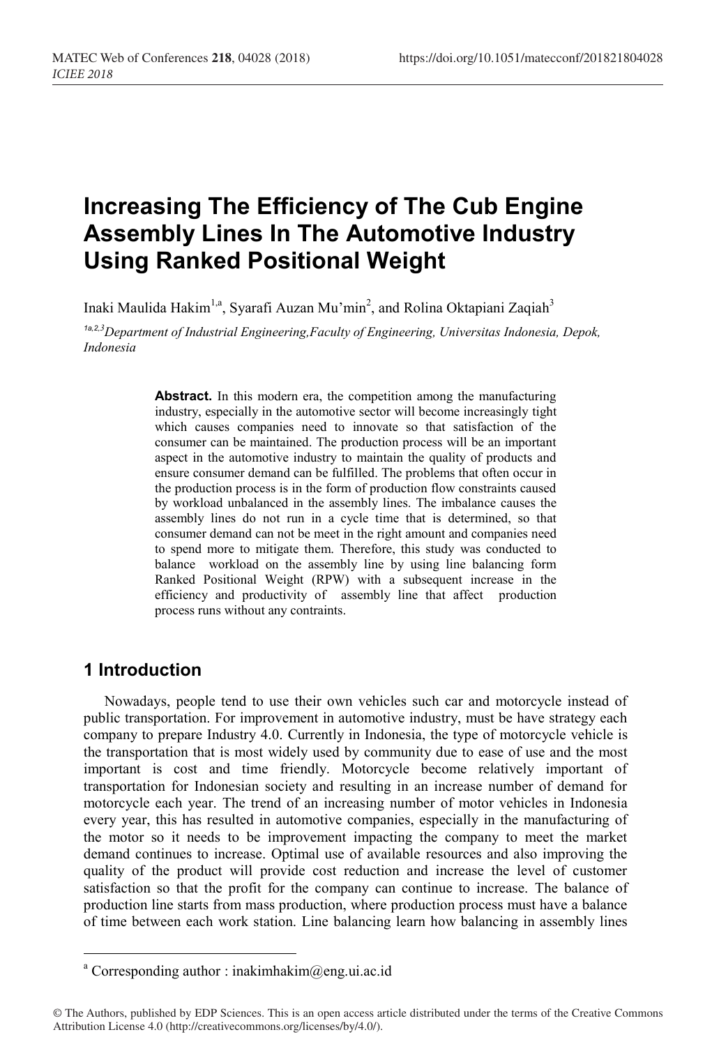# Increasing The Efficiency of The Cub Engine Assembly Lines In The Automotive Industry Using Ranked Positional Weight

Inaki Maulida Hakim[1,a], Syarafi Auzan Mu'min[2], and Rolina Oktapiani Zaqiah[3]

[1a,2,3]*Department of Industrial Engineering,Faculty of Engineering, Universitas Indonesia, Depok, Indonesia*

**Abstract.** In this modern era, the competition among the manufacturing industry, especially in the automotive sector will become increasingly tight which causes companies need to innovate so that satisfaction of the consumer can be maintained. The production process will be an important aspect in the automotive industry to maintain the quality of products and ensure consumer demand can be fulfilled. The problems that often occur in the production process is in the form of production flow constraints caused by workload unbalanced in the assembly lines. The imbalance causes the assembly lines do not run in a cycle time that is determined, so that consumer demand can not be meet in the right amount and companies need to spend more to mitigate them. Therefore, this study was conducted to balance workload on the assembly line by using line balancing form Ranked Positional Weight (RPW) with a subsequent increase in the efficiency and productivity of assembly line that affect production process runs without any contraints.

## 1 Introduction

Nowadays, people tend to use their own vehicles such car and motorcycle instead of public transportation. For improvement in automotive industry, must be have strategy each company to prepare Industry 4.0. Currently in Indonesia, the type of motorcycle vehicle is the transportation that is most widely used by community due to ease of use and the most important is cost and time friendly. Motorcycle become relatively important of transportation for Indonesian society and resulting in an increase number of demand for motorcycle each year. The trend of an increasing number of motor vehicles in Indonesia every year, this has resulted in automotive companies, especially in the manufacturing of the motor so it needs to be improvement impacting the company to meet the market demand continues to increase. Optimal use of available resources and also improving the quality of the product will provide cost reduction and increase the level of customer satisfaction so that the profit for the company can continue to increase. The balance of production line starts from mass production, where production process must have a balance of time between each work station. Line balancing learn how balancing in assembly lines

[a] Corresponding author : inakimhakim@eng.ui.ac.id

© The Authors, published by EDP Sciences. This is an open access article distributed under the terms of the Creative Commons Attribution License 4.0 (http://creativecommons.org/licenses/by/4.0/).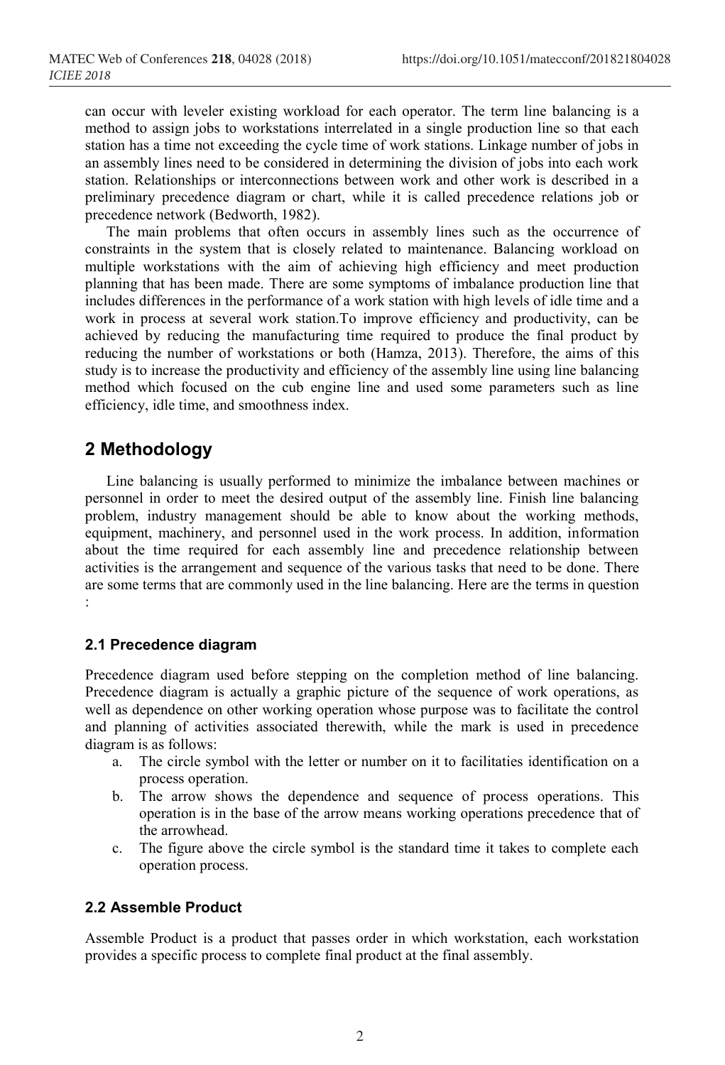can occur with leveler existing workload for each operator. The term line balancing is a method to assign jobs to workstations interrelated in a single production line so that each station has a time not exceeding the cycle time of work stations. Linkage number of jobs in an assembly lines need to be considered in determining the division of jobs into each work station. Relationships or interconnections between work and other work is described in a preliminary precedence diagram or chart, while it is called precedence relations job or precedence network (Bedworth, 1982).

The main problems that often occurs in assembly lines such as the occurrence of constraints in the system that is closely related to maintenance. Balancing workload on multiple workstations with the aim of achieving high efficiency and meet production planning that has been made. There are some symptoms of imbalance production line that includes differences in the performance of a work station with high levels of idle time and a work in process at several work station.To improve efficiency and productivity, can be achieved by reducing the manufacturing time required to produce the final product by reducing the number of workstations or both (Hamza, 2013). Therefore, the aims of this study is to increase the productivity and efficiency of the assembly line using line balancing method which focused on the cub engine line and used some parameters such as line efficiency, idle time, and smoothness index.

## 2 Methodology

Line balancing is usually performed to minimize the imbalance between machines or personnel in order to meet the desired output of the assembly line. Finish line balancing problem, industry management should be able to know about the working methods, equipment, machinery, and personnel used in the work process. In addition, information about the time required for each assembly line and precedence relationship between activities is the arrangement and sequence of the various tasks that need to be done. There are some terms that are commonly used in the line balancing. Here are the terms in question :

### 2.1 Precedence diagram

Precedence diagram used before stepping on the completion method of line balancing. Precedence diagram is actually a graphic picture of the sequence of work operations, as well as dependence on other working operation whose purpose was to facilitate the control and planning of activities associated therewith, while the mark is used in precedence diagram is as follows:

a. The circle symbol with the letter or number on it to facilitaties identification on a process operation.
b. The arrow shows the dependence and sequence of process operations. This operation is in the base of the arrow means working operations precedence that of the arrowhead.
c. The figure above the circle symbol is the standard time it takes to complete each operation process.

### 2.2 Assemble Product

Assemble Product is a product that passes order in which workstation, each workstation provides a specific process to complete final product at the final assembly.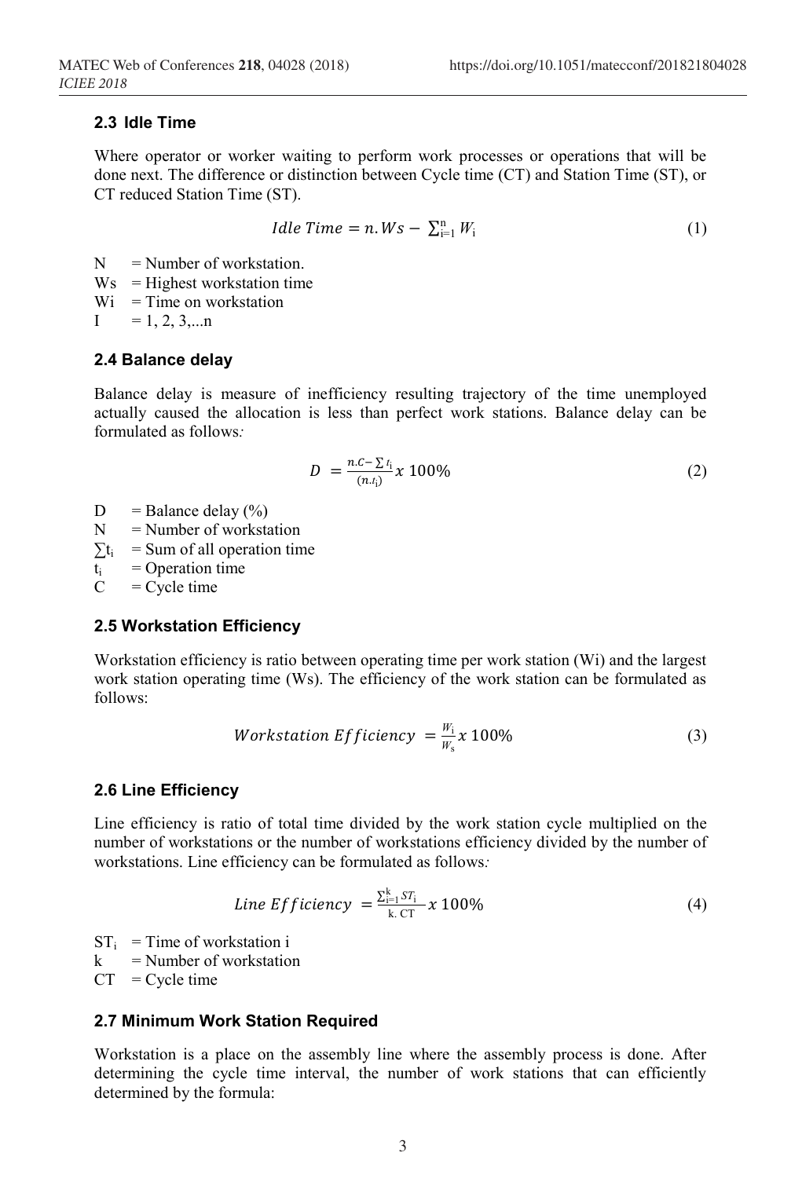### 2.3 Idle Time

Where operator or worker waiting to perform work processes or operations that will be done next. The difference or distinction between Cycle time (CT) and Station Time (ST), or CT reduced Station Time (ST).

$$Idle\ Time = n.Ws - \sum_{i=1}^{n} W_i \tag{1}$$

N = Number of workstation.
Ws = Highest workstation time
Wi = Time on workstation
I = 1, 2, 3,...n

### 2.4 Balance delay

Balance delay is measure of inefficiency resulting trajectory of the time unemployed actually caused the allocation is less than perfect work stations. Balance delay can be formulated as follows*:*

$$D = \frac{n.C - \sum t_i}{(n.t_i)} x\ 100\% \tag{2}$$

D = Balance delay (%)
N = Number of workstation
$\sum t_i$ = Sum of all operation time
$t_i$ = Operation time
C = Cycle time

### 2.5 Workstation Efficiency

Workstation efficiency is ratio between operating time per work station (Wi) and the largest work station operating time (Ws). The efficiency of the work station can be formulated as follows:

$$Workstation\ Efficiency = \frac{W_i}{W_s} x\ 100\% \tag{3}$$

### 2.6 Line Efficiency

Line efficiency is ratio of total time divided by the work station cycle multiplied on the number of workstations or the number of workstations efficiency divided by the number of workstations. Line efficiency can be formulated as follows*:*

$$Line\ Efficiency = \frac{\sum_{i=1}^{k} ST_i}{k.\ CT} x\ 100\% \tag{4}$$

$ST_i$ = Time of workstation i
k = Number of workstation
CT = Cycle time

### 2.7 Minimum Work Station Required

Workstation is a place on the assembly line where the assembly process is done. After determining the cycle time interval, the number of work stations that can efficiently determined by the formula: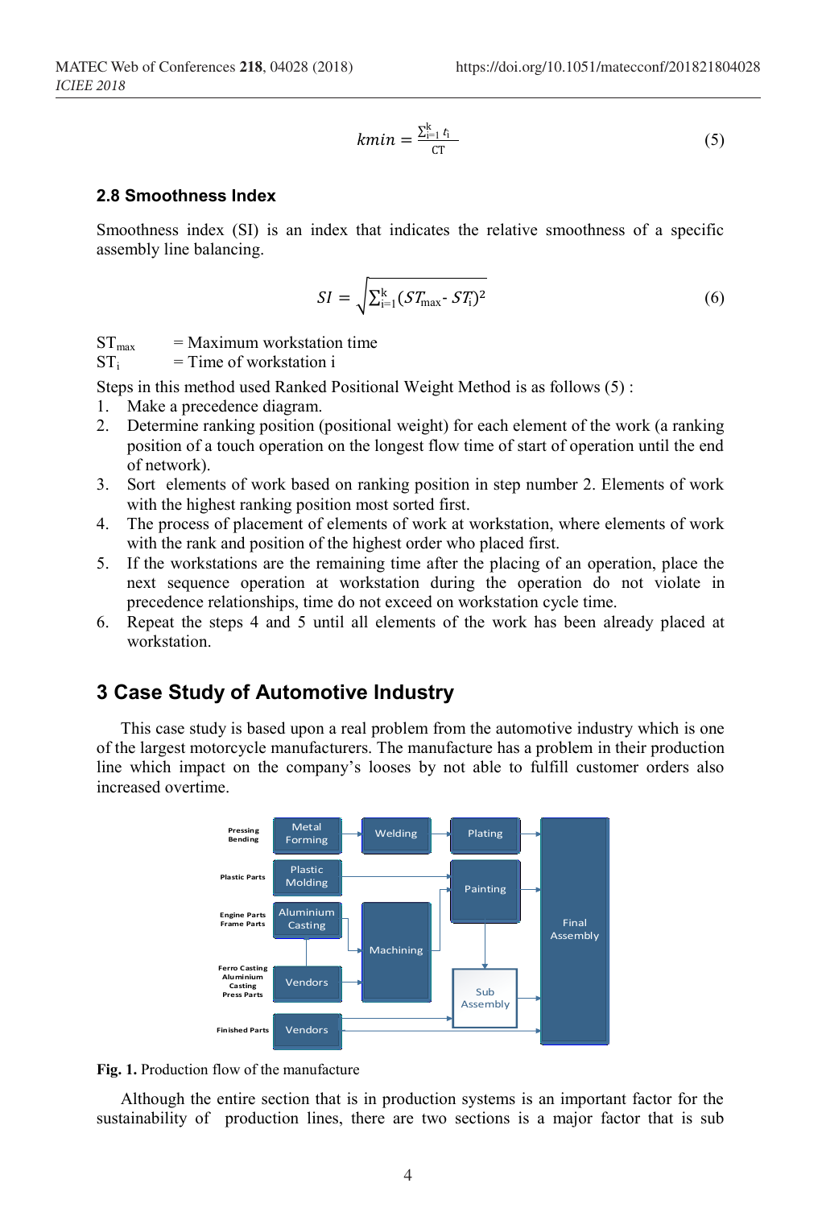$$kmin = \frac{\sum_{i=1}^{k} t_i}{CT} \tag{5}$$

### 2.8 Smoothness Index

Smoothness index (SI) is an index that indicates the relative smoothness of a specific assembly line balancing.

$$SI = \sqrt{\sum_{i=1}^{k} (ST_{max} - ST_i)^2} \tag{6}$$

$ST_{max}$ = Maximum workstation time
$ST_i$ = Time of workstation i

Steps in this method used Ranked Positional Weight Method is as follows (5) :

1. Make a precedence diagram.
2. Determine ranking position (positional weight) for each element of the work (a ranking position of a touch operation on the longest flow time of start of operation until the end of network).
3. Sort elements of work based on ranking position in step number 2. Elements of work with the highest ranking position most sorted first.
4. The process of placement of elements of work at workstation, where elements of work with the rank and position of the highest order who placed first.
5. If the workstations are the remaining time after the placing of an operation, place the next sequence operation at workstation during the operation do not violate in precedence relationships, time do not exceed on workstation cycle time.
6. Repeat the steps 4 and 5 until all elements of the work has been already placed at workstation.

## 3 Case Study of Automotive Industry

This case study is based upon a real problem from the automotive industry which is one of the largest motorcycle manufacturers. The manufacture has a problem in their production line which impact on the company's looses by not able to fulfill customer orders also increased overtime.

**Fig. 1.** Production flow of the manufacture

Although the entire section that is in production systems is an important factor for the sustainability of production lines, there are two sections is a major factor that is sub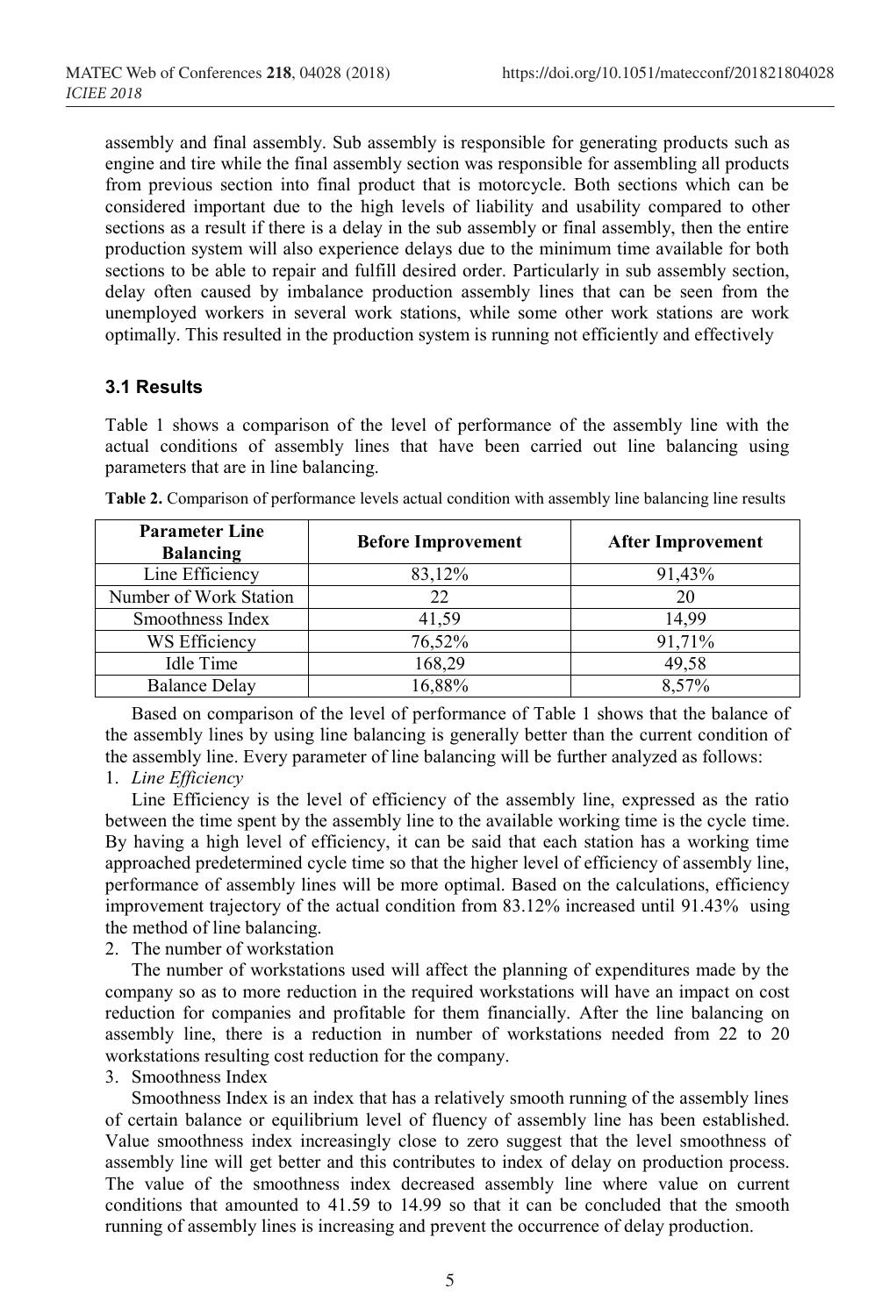assembly and final assembly. Sub assembly is responsible for generating products such as engine and tire while the final assembly section was responsible for assembling all products from previous section into final product that is motorcycle. Both sections which can be considered important due to the high levels of liability and usability compared to other sections as a result if there is a delay in the sub assembly or final assembly, then the entire production system will also experience delays due to the minimum time available for both sections to be able to repair and fulfill desired order. Particularly in sub assembly section, delay often caused by imbalance production assembly lines that can be seen from the unemployed workers in several work stations, while some other work stations are work optimally. This resulted in the production system is running not efficiently and effectively

### 3.1 Results

Table 1 shows a comparison of the level of performance of the assembly line with the actual conditions of assembly lines that have been carried out line balancing using parameters that are in line balancing.

**Table 2.** Comparison of performance levels actual condition with assembly line balancing line results

| Parameter Line Balancing | Before Improvement | After Improvement |
|---|---|---|
| Line Efficiency | 83,12% | 91,43% |
| Number of Work Station | 22 | 20 |
| Smoothness Index | 41,59 | 14,99 |
| WS Efficiency | 76,52% | 91,71% |
| Idle Time | 168,29 | 49,58 |
| Balance Delay | 16,88% | 8,57% |

Based on comparison of the level of performance of Table 1 shows that the balance of the assembly lines by using line balancing is generally better than the current condition of the assembly line. Every parameter of line balancing will be further analyzed as follows:

1. *Line Efficiency*

Line Efficiency is the level of efficiency of the assembly line, expressed as the ratio between the time spent by the assembly line to the available working time is the cycle time. By having a high level of efficiency, it can be said that each station has a working time approached predetermined cycle time so that the higher level of efficiency of assembly line, performance of assembly lines will be more optimal. Based on the calculations, efficiency improvement trajectory of the actual condition from 83.12% increased until 91.43% using the method of line balancing.

2. The number of workstation

The number of workstations used will affect the planning of expenditures made by the company so as to more reduction in the required workstations will have an impact on cost reduction for companies and profitable for them financially. After the line balancing on assembly line, there is a reduction in number of workstations needed from 22 to 20 workstations resulting cost reduction for the company.

3. Smoothness Index

Smoothness Index is an index that has a relatively smooth running of the assembly lines of certain balance or equilibrium level of fluency of assembly line has been established. Value smoothness index increasingly close to zero suggest that the level smoothness of assembly line will get better and this contributes to index of delay on production process. The value of the smoothness index decreased assembly line where value on current conditions that amounted to 41.59 to 14.99 so that it can be concluded that the smooth running of assembly lines is increasing and prevent the occurrence of delay production.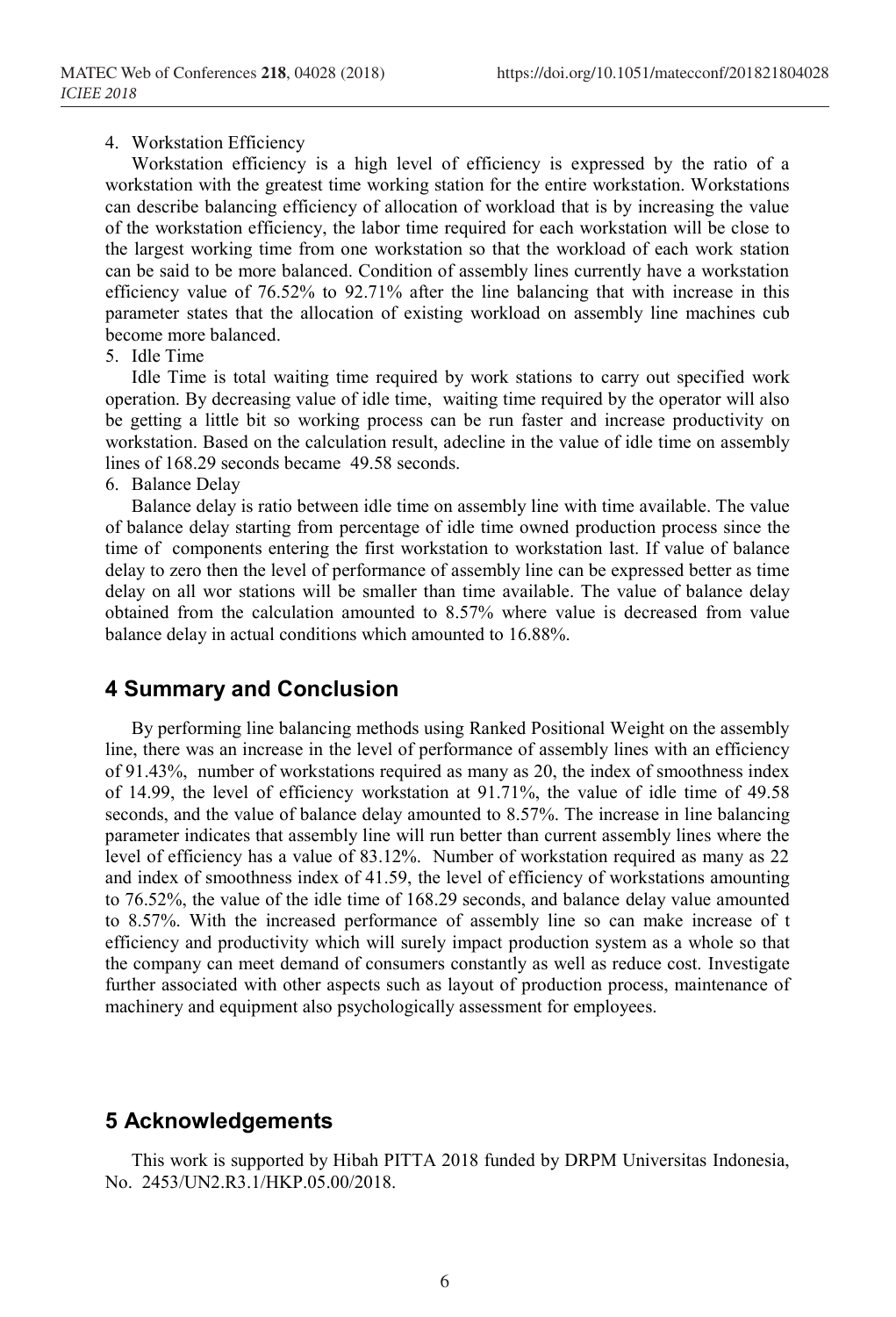4. Workstation Efficiency

Workstation efficiency is a high level of efficiency is expressed by the ratio of a workstation with the greatest time working station for the entire workstation. Workstations can describe balancing efficiency of allocation of workload that is by increasing the value of the workstation efficiency, the labor time required for each workstation will be close to the largest working time from one workstation so that the workload of each work station can be said to be more balanced. Condition of assembly lines currently have a workstation efficiency value of 76.52% to 92.71% after the line balancing that with increase in this parameter states that the allocation of existing workload on assembly line machines cub become more balanced.

5. Idle Time

Idle Time is total waiting time required by work stations to carry out specified work operation. By decreasing value of idle time, waiting time required by the operator will also be getting a little bit so working process can be run faster and increase productivity on workstation. Based on the calculation result, adecline in the value of idle time on assembly lines of 168.29 seconds became 49.58 seconds.

6. Balance Delay

Balance delay is ratio between idle time on assembly line with time available. The value of balance delay starting from percentage of idle time owned production process since the time of components entering the first workstation to workstation last. If value of balance delay to zero then the level of performance of assembly line can be expressed better as time delay on all wor stations will be smaller than time available. The value of balance delay obtained from the calculation amounted to 8.57% where value is decreased from value balance delay in actual conditions which amounted to 16.88%.

## 4 Summary and Conclusion

By performing line balancing methods using Ranked Positional Weight on the assembly line, there was an increase in the level of performance of assembly lines with an efficiency of 91.43%, number of workstations required as many as 20, the index of smoothness index of 14.99, the level of efficiency workstation at 91.71%, the value of idle time of 49.58 seconds, and the value of balance delay amounted to 8.57%. The increase in line balancing parameter indicates that assembly line will run better than current assembly lines where the level of efficiency has a value of 83.12%. Number of workstation required as many as 22 and index of smoothness index of 41.59, the level of efficiency of workstations amounting to 76.52%, the value of the idle time of 168.29 seconds, and balance delay value amounted to 8.57%. With the increased performance of assembly line so can make increase of t efficiency and productivity which will surely impact production system as a whole so that the company can meet demand of consumers constantly as well as reduce cost. Investigate further associated with other aspects such as layout of production process, maintenance of machinery and equipment also psychologically assessment for employees.

## 5 Acknowledgements

This work is supported by Hibah PITTA 2018 funded by DRPM Universitas Indonesia, No. 2453/UN2.R3.1/HKP.05.00/2018.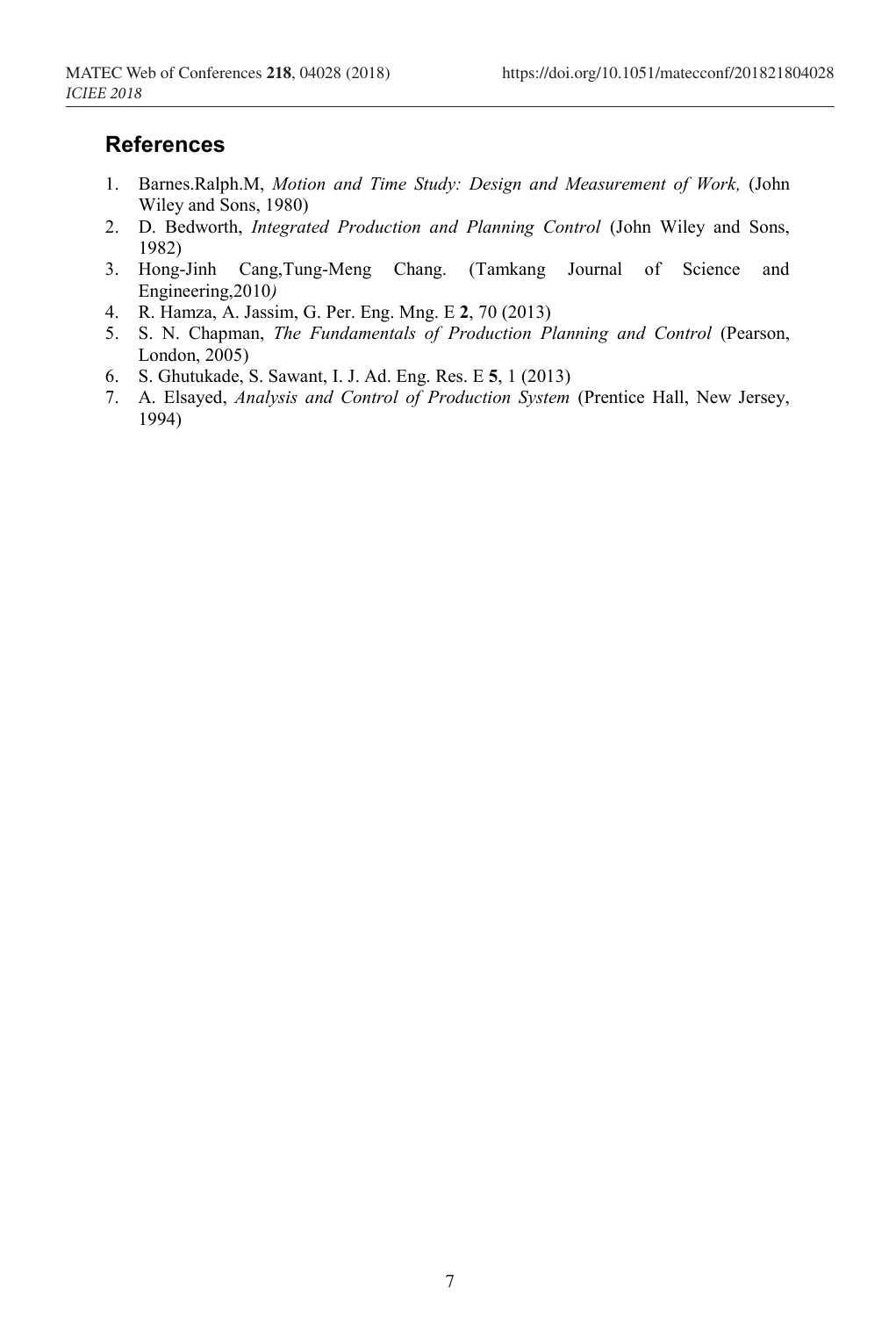## References

1. Barnes.Ralph.M, *Motion and Time Study: Design and Measurement of Work,* (John Wiley and Sons, 1980)
2. D. Bedworth, *Integrated Production and Planning Control* (John Wiley and Sons, 1982)
3. Hong-Jinh Cang,Tung-Meng Chang. (Tamkang Journal of Science and Engineering,2010*)*
4. R. Hamza, A. Jassim, G. Per. Eng. Mng. E **2**, 70 (2013)
5. S. N. Chapman, *The Fundamentals of Production Planning and Control* (Pearson, London, 2005)
6. S. Ghutukade, S. Sawant, I. J. Ad. Eng. Res. E **5**, 1 (2013)
7. A. Elsayed, *Analysis and Control of Production System* (Prentice Hall, New Jersey, 1994)